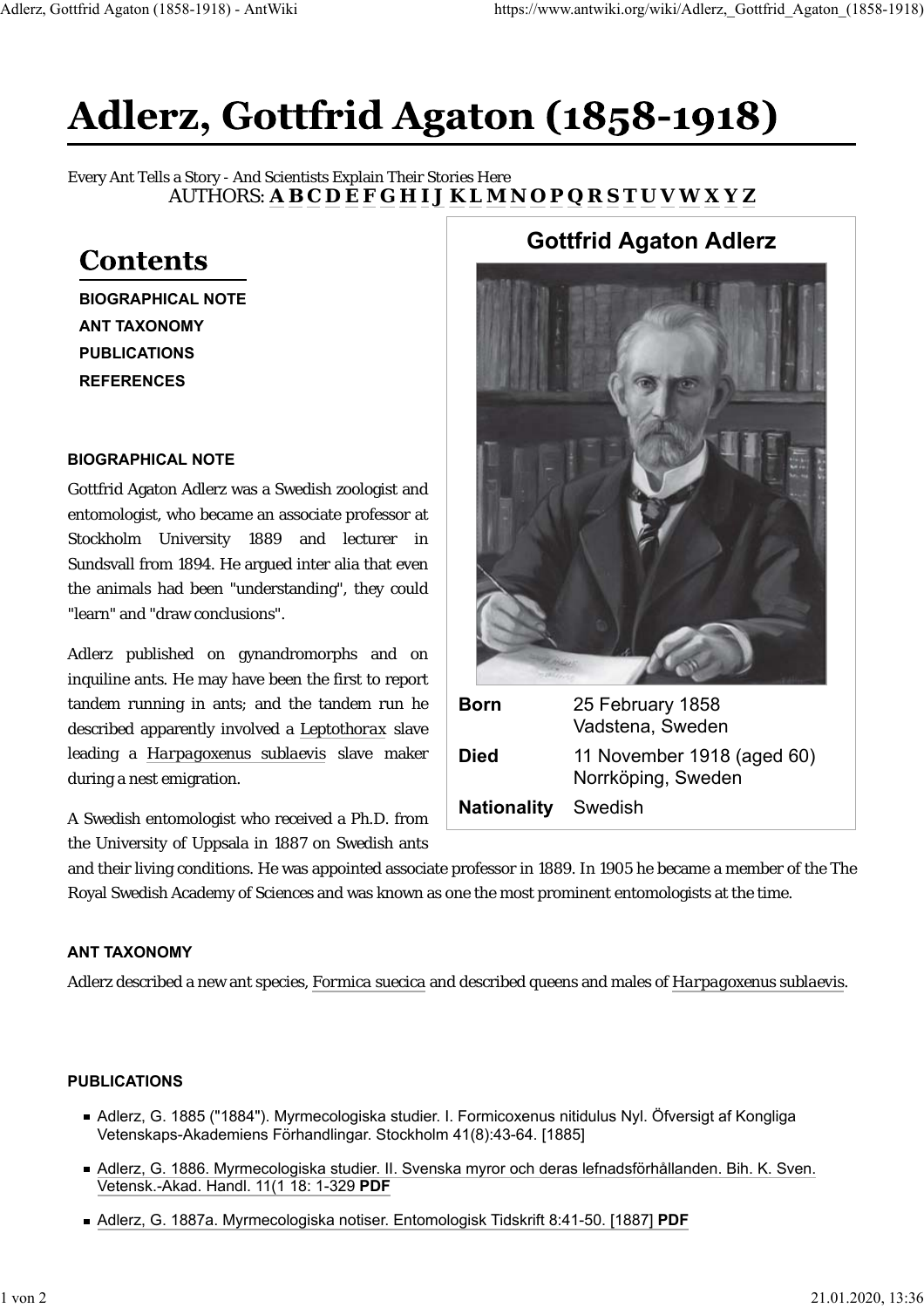# Adlerz, Gottfrid Agaton (1858-1918)

Every Ant Tells a Story - And Scientists Explain Their Stories Here

AUTHORS: **A B C D E F G H I J K L M N O P Q R S T U V W X Y Z**

## Contents

**BIOGRAPHICAL NOTE**

**ANT TAXONOMY**

**PUBLICATIONS**

**REFERENCES**

| Gottfrid Agaton Adlerz | |
|---|---|
| **Born** | 25 February 1858 Vadstena, Sweden |
| **Died** | 11 November 1918 (aged 60) Norrköping, Sweden |
| **Nationality** | Swedish |

### BIOGRAPHICAL NOTE

Gottfrid Agaton Adlerz was a Swedish zoologist and entomologist, who became an associate professor at Stockholm University 1889 and lecturer in Sundsvall from 1894. He argued inter alia that even the animals had been "understanding", they could "learn" and "draw conclusions".

Adlerz published on gynandromorphs and on inquiline ants. He may have been the first to report tandem running in ants; and the tandem run he described apparently involved a *Leptothorax* slave leading a *Harpagoxenus sublaevis* slave maker during a nest emigration.

A Swedish entomologist who received a Ph.D. from the University of Uppsala in 1887 on Swedish ants and their living conditions. He was appointed associate professor in 1889. In 1905 he became a member of the The Royal Swedish Academy of Sciences and was known as one the most prominent entomologists at the time.

### ANT TAXONOMY

Adlerz described a new ant species, *Formica suecica* and described queens and males of *Harpagoxenus sublaevis*.

### PUBLICATIONS

- Adlerz, G. 1885 ("1884"). Myrmecologiska studier. I. Formicoxenus nitidulus Nyl. Öfversigt af Kongliga Vetenskaps-Akademiens Förhandlingar. Stockholm 41(8):43-64. [1885]
- Adlerz, G. 1886. Myrmecologiska studier. II. Svenska myror och deras lefnadsförhållanden. Bih. K. Sven. Vetensk.-Akad. Handl. 11(1 18: 1-329 **PDF**
- Adlerz, G. 1887a. Myrmecologiska notiser. Entomologisk Tidskrift 8:41-50. [1887] **PDF**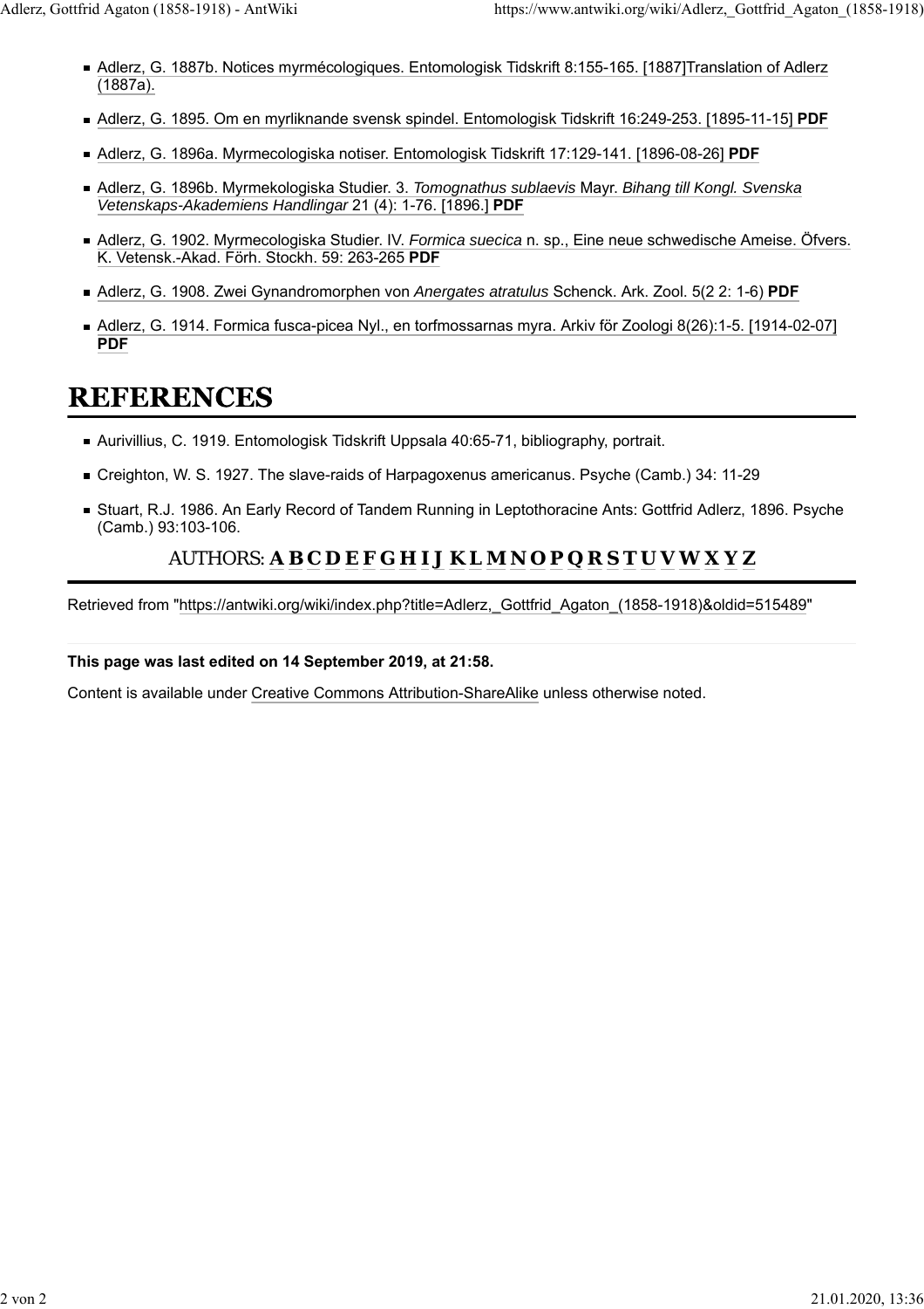- Adlerz, G. 1887b. Notices myrmécologiques. Entomologisk Tidskrift 8:155-165. [1887]Translation of Adlerz (1887a).
- Adlerz, G. 1895. Om en myrliknande svensk spindel. Entomologisk Tidskrift 16:249-253. [1895-11-15] **PDF**
- Adlerz, G. 1896a. Myrmecologiska notiser. Entomologisk Tidskrift 17:129-141. [1896-08-26] **PDF**
- Adlerz, G. 1896b. Myrmekologiska Studier. 3. *Tomognathus sublaevis* Mayr. *Bihang till Kongl. Svenska Vetenskaps-Akademiens Handlingar* 21 (4): 1-76. [1896.] **PDF**
- Adlerz, G. 1902. Myrmecologiska Studier. IV. *Formica suecica* n. sp., Eine neue schwedische Ameise. Öfvers. K. Vetensk.-Akad. Förh. Stockh. 59: 263-265 **PDF**
- Adlerz, G. 1908. Zwei Gynandromorphen von *Anergates atratulus* Schenck. Ark. Zool. 5(2 2: 1-6) **PDF**
- Adlerz, G. 1914. Formica fusca-picea Nyl., en torfmossarnas myra. Arkiv för Zoologi 8(26):1-5. [1914-02-07] **PDF**

# REFERENCES

- Aurivillius, C. 1919. Entomologisk Tidskrift Uppsala 40:65-71, bibliography, portrait.
- Creighton, W. S. 1927. The slave-raids of Harpagoxenus americanus. Psyche (Camb.) 34: 11-29
- Stuart, R.J. 1986. An Early Record of Tandem Running in Leptothoracine Ants: Gottfrid Adlerz, 1896. Psyche (Camb.) 93:103-106.

AUTHORS: **A B C D E F G H I J K L M N O P Q R S T U V W X Y Z**

Retrieved from "https://antwiki.org/wiki/index.php?title=Adlerz,_Gottfrid_Agaton_(1858-1918)&oldid=515489"

**This page was last edited on 14 September 2019, at 21:58.**

Content is available under Creative Commons Attribution-ShareAlike unless otherwise noted.